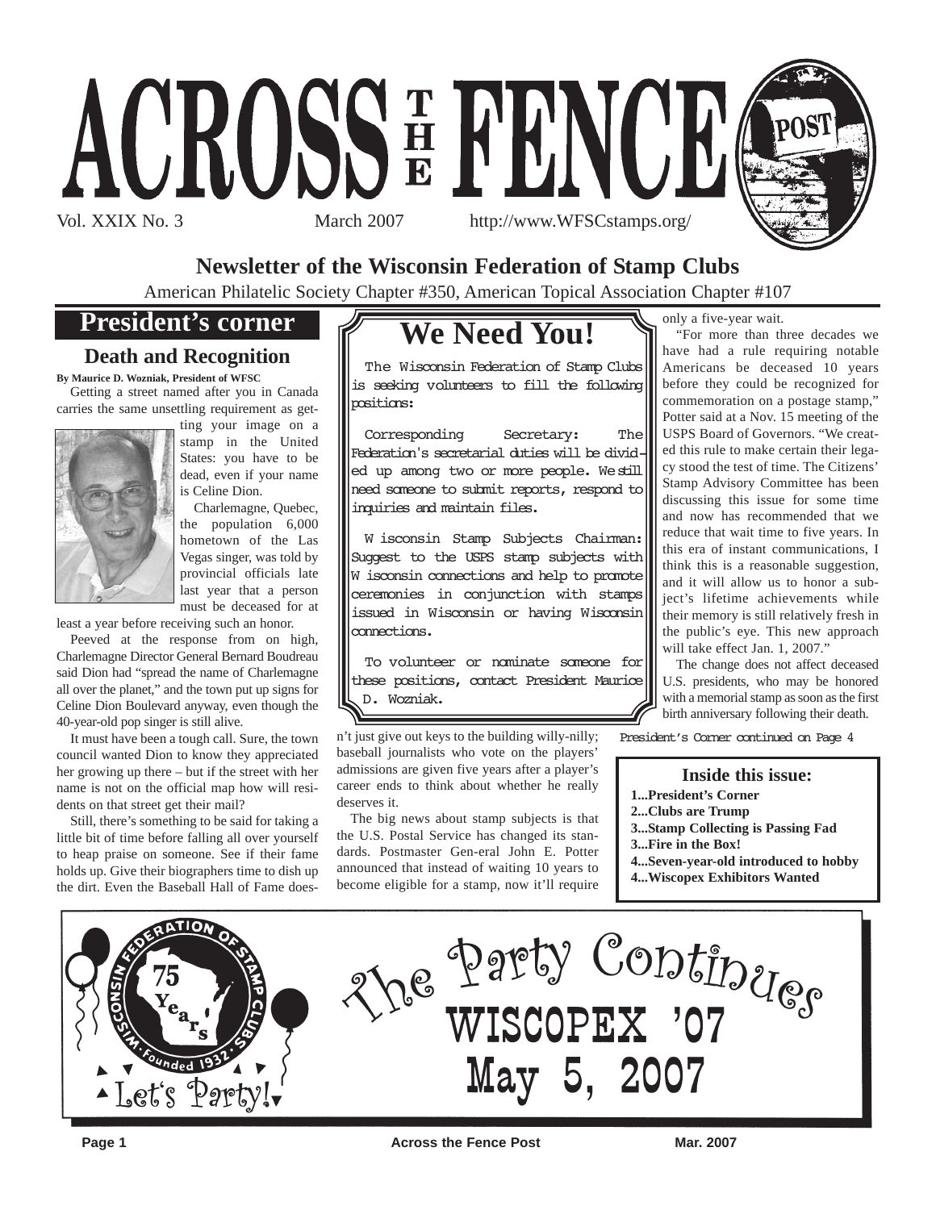# ACROSS THE FENCE POST

Vol. XXIX No. 3 March 2007 http://www.WFSCstamps.org/

**Newsletter of the Wisconsin Federation of Stamp Clubs**

American Philatelic Society Chapter #350, American Topical Association Chapter #107

## President's corner

### Death and Recognition

**By Maurice D. Wozniak, President of WFSC**

Getting a street named after you in Canada carries the same unsettling requirement as getting your image on a stamp in the United States: you have to be dead, even if your name is Celine Dion.

Charlemagne, Quebec, the population 6,000 hometown of the Las Vegas singer, was told by provincial officials late last year that a person must be deceased for at least a year before receiving such an honor.

Peeved at the response from on high, Charlemagne Director General Bernard Boudreau said Dion had "spread the name of Charlemagne all over the planet," and the town put up signs for Celine Dion Boulevard anyway, even though the 40-year-old pop singer is still alive.

It must have been a tough call. Sure, the town council wanted Dion to know they appreciated her growing up there – but if the street with her name is not on the official map how will residents on that street get their mail?

Still, there's something to be said for taking a little bit of time before falling all over yourself to heap praise on someone. See if their fame holds up. Give their biographers time to dish up the dirt. Even the Baseball Hall of Fame doesn't just give out keys to the building willy-nilly; baseball journalists who vote on the players' admissions are given five years after a player's career ends to think about whether he really deserves it.

The big news about stamp subjects is that the U.S. Postal Service has changed its standards. Postmaster Gen-eral John E. Potter announced that instead of waiting 10 years to become eligible for a stamp, now it'll require only a five-year wait.

"For more than three decades we have had a rule requiring notable Americans be deceased 10 years before they could be recognized for commemoration on a postage stamp," Potter said at a Nov. 15 meeting of the USPS Board of Governors. "We created this rule to make certain their legacy stood the test of time. The Citizens' Stamp Advisory Committee has been discussing this issue for some time and now has recommended that we reduce that wait time to five years. In this era of instant communications, I think this is a reasonable suggestion, and it will allow us to honor a subject's lifetime achievements while their memory is still relatively fresh in the public's eye. This new approach will take effect Jan. 1, 2007."

The change does not affect deceased U.S. presidents, who may be honored with a memorial stamp as soon as the first birth anniversary following their death.

*President's Corner continued on Page 4*

## We Need You!

The Wisconsin Federation of Stamp Clubs is seeking volunteers to fill the following positions:

Corresponding Secretary: The Federation's secretarial duties will be divided up among two or more people. We still need someone to submit reports, respond to inquiries and maintain files.

Wisconsin Stamp Subjects Chairman: Suggest to the USPS stamp subjects with Wisconsin connections and help to promote ceremonies in conjunction with stamps issued in Wisconsin or having Wisconsin connections.

To volunteer or nominate someone for these positions, contact President Maurice D. Wozniak.

### Inside this issue:

- 1...President's Corner
- 2...Clubs are Trump
- 3...Stamp Collecting is Passing Fad
- 3...Fire in the Box!
- 4...Seven-year-old introduced to hobby
- 4...Wiscopex Exhibitors Wanted

Wisconsin Federation of Stamp Clubs · Founded 1932 · 75 Years · Let's Party!

## The Party Continues
## WISCOPEX '07
## May 5, 2007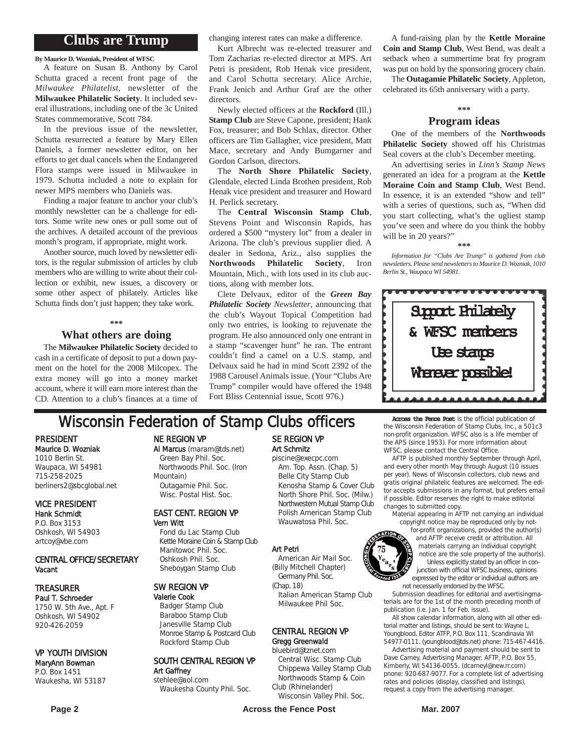## Clubs are Trump

**By Maurice D. Wozniak, President of WFSC**

A feature on Susan B. Anthony by Carol Schutta graced a recent front page of the *Milwaukee Philatelist*, newsletter of the **Milwaukee Philatelic Society**. It included several illustrations, including one of the 3c United States commemorative, Scott 784.

In the previous issue of the newsletter, Schutta resurrected a feature by Mary Ellen Daniels, a former newsletter editor, on her efforts to get dual cancels when the Endangered Flora stamps were issued in Milwaukee in 1979. Schutta included a note to explain for newer MPS members who Daniels was.

Finding a major feature to anchor your club's monthly newsletter can be a challenge for editors. Some write new ones or pull some out of the archives. A detailed account of the previous month's program, if appropriate, might work.

Another source, much loved by newsletter editors, is the regular submission of articles by club members who are willing to write about their collection or exhibit, new issues, a discovery or some other aspect of philately. Articles like Schutta finds don't just happen; they take work.

\*\*\*

### What others are doing

The **Milwaukee Philatelic Society** decided to cash in a certificate of deposit to put a down payment on the hotel for the 2008 Milcopex. The extra money will go into a money market account, where it will earn more interest than the CD. Attention to a club's finances at a time of changing interest rates can make a difference.

Kurt Albrecht was re-elected treasurer and Tom Zacharias re-elected director at MPS. Art Petri is president, Rob Henak vice president, and Carol Schutta secretary. Alice Archie, Frank Jenich and Arthur Graf are the other directors.

Newly elected officers at the **Rockford** (Ill.) **Stamp Club** are Steve Capone, president; Hank Fox, treasurer; and Bob Schlax, director. Other officers are Tim Gallagher, vice president, Matt Mace, secretary and Andy Bumgarner and Gordon Carlson, directors.

The **North Shore Philatelic Society**, Glendale, elected Linda Brothen president, Rob Henak vice president and treasurer and Howard H. Perlick secretary.

The **Central Wisconsin Stamp Club**, Stevens Point and Wisconsin Rapids, has ordered a $500 "mystery lot" from a dealer in Arizona. The club's previous supplier died. A dealer in Sedona, Ariz., also supplies the **Northwoods Philatelic Society**, Iron Mountain, Mich., with lots used in its club auctions, along with member lots.

Clete Delvaux, editor of the ***Green Bay Philatelic Society** Newsletter*, announcing that the club's Wayout Topical Competition had only two entries, is looking to rejuvenate the program. He also announced only one entrant in a stamp "scavenger hunt" he ran. The entrant couldn't find a camel on a U.S. stamp, and Delvaux said he had in mind Scott 2392 of the 1988 Carousel Animals issue. (Your "Clubs Are Trump" compiler would have offered the 1948 Fort Bliss Centennial issue, Scott 976.)

A fund-raising plan by the **Kettle Moraine Coin and Stamp Club**, West Bend, was dealt a setback when a summertime brat fry program was put on hold by the sponsoring grocery chain.

The **Outagamie Philatelic Society**, Appleton, celebrated its 65th anniversary with a party.

\*\*\*

### Program ideas

One of the members of the **Northwoods Philatelic Society** showed off his Christmas Seal covers at the club's December meeting.

An advertising series in *Linn's Stamp News* generated an idea for a program at the **Kettle Moraine Coin and Stamp Club**, West Bend. In essence, it is an extended "show and tell" with a series of questions, such as, "When did you start collecting, what's the ugliest stamp you've seen and where do you think the hobby will be in 20 years?"

\*\*\*

*Information for "Clubs Are Trump" is gathered from club newsletters. Please send newsletters to Maurice D. Wozniak, 1010 Berlin St., Waupaca WI 54981.*

**Support Philately & WFSC members Use stamps Whenever possible!**

## Wisconsin Federation of Stamp Clubs officers

**PRESIDENT**
Maurice D. Wozniak
1010 Berlin St.
Waupaca, WI 54981
715-258-2025
berliners2@sbcglobal.net

**VICE PRESIDENT**
Hank Schmidt
P.O. Box 3153
Oshkosh, WI 54903
artcoy@vbe.com

**CENTRAL OFFICE/SECRETARY**
Vacant

**TREASURER**
Paul T. Schroeder
1750 W. 5th Ave., Apt. F
Oshkosh, WI 54902
920-426-2059

**VP YOUTH DIVISION**
MaryAnn Bowman
P.O. Box 1451
Waukesha, WI 53187

**NE REGION VP**
Al Marcus (maram@tds.net)
Green Bay Phil. Soc.
Northwoods Phil. Soc. (Iron Mountain)
Outagamie Phil. Soc.
Wisc. Postal Hist. Soc.

**EAST CENT. REGION VP**
Vern Witt
Fond du Lac Stamp Club
Kettle Moraine Coin & Stamp Club
Manitowoc Phil. Soc.
Oshkosh Phil. Soc.
Sheboygan Stamp Club

**SW REGION VP**
Valerie Cook
Badger Stamp Club
Baraboo Stamp Club
Janesville Stamp Club
Monroe Stamp & Postcard Club
Rockford Stamp Club

**SOUTH CENTRAL REGION VP**
Art Gaffney
stehlee@aol.com
Waukesha County Phil. Soc.

**SE REGION VP**
Art Schmitz
piscine@execpc.com
Am. Top. Assn. (Chap. 5)
Belle City Stamp Club
Kenosha Stamp & Cover Club
North Shore Phil. Soc. (Milw.)
Northwestern Mutual Stamp Club
Polish American Stamp Club
Wauwatosa Phil. Soc.

Art Petri
American Air Mail Soc. (Billy Mitchell Chapter)
Germany Phil. Soc. (Chap. 18)
Italian American Stamp Club
Milwaukee Phil Soc.

**CENTRAL REGION VP**
Gregg Greenwald
bluebird@tznet.com
Central Wisc. Stamp Club
Chippewa Valley Stamp Club
Northwoods Stamp & Coin Club (Rhinelander)
Wisconsin Valley Phil. Soc.

**Across the Fence Post** is the official publication of the Wisconsin Federation of Stamp Clubs, Inc., a 501c3 non-profit organization. WFSC also is a life member of the APS (since 1953). For more information about WFSC, please contact the Central Office.

AFTP is published monthly September through April, and every other month May through August (10 issues per year). News of Wisconsin collectors, club news and gratis original philatelic features are welcomed. The editor accepts submissions in any format, but prefers email if possible. Editor reserves the right to make editorial changes to submitted copy.

Material appearing in AFTP not carrying an individual copyright notice may be reproduced only by not-for-profit organizations, provided the author(s) and AFTP receive credit or attribution. All materials carrying an individual copyright notice are the sole property of the author(s).

Unless explicitly stated by an officer in conjunction with official WFSC business, opinions expressed by the editor or individual authors are not necessarily endorsed by the WFSC.

Submission deadlines for editorial and avertisingmaterials are for the 1st of the month preceding month of publication (i.e. Jan. 1 for Feb. issue).

All show calendar information, along with all other editorial matter and listings, should be sent to: Wayne L. Youngblood, Editor ATFP, P.O. Box 111, Scandinavia WI 54977-0111. (youngblood@tds.net) phone: 715-467-4416.

Advertising material and payment should be sent to Dave Carney, Advertising Manager, AFTP, P.O. Box 55, Kimberly, WI 54136-0055. (dcarneyl@new.rr.com) pnone: 920-687-9077. For a complete list of advertising rates and policies (display, classified and listings), request a copy from the advertising manager.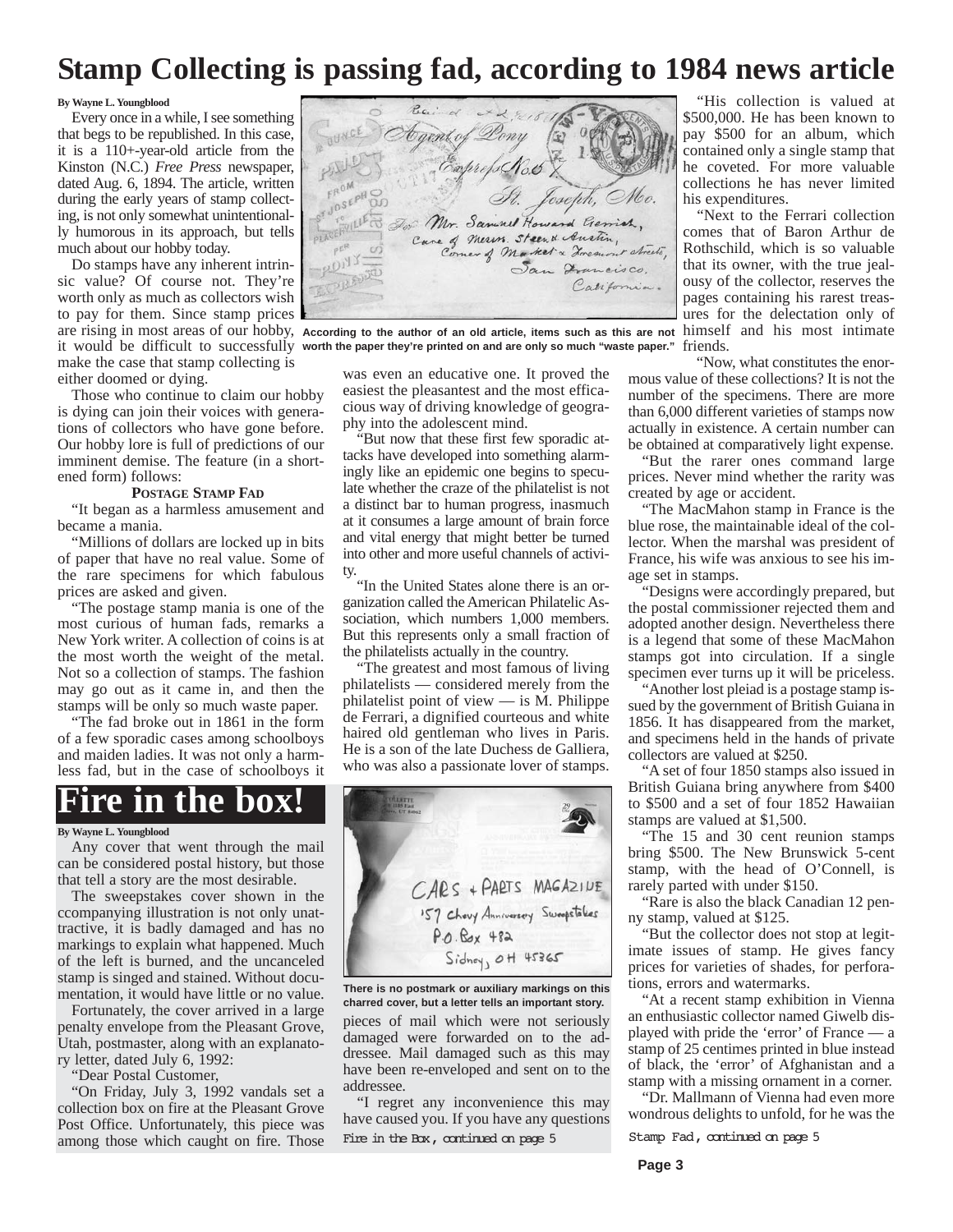# Stamp Collecting is passing fad, according to 1984 news article

**By Wayne L. Youngblood**

Every once in a while, I see something that begs to be republished. In this case, it is a 110+-year-old article from the Kinston (N.C.) *Free Press* newspaper, dated Aug. 6, 1894. The article, written during the early years of stamp collecting, is not only somewhat unintentionally humorous in its approach, but tells much about our hobby today.

Do stamps have any inherent intrinsic value? Of course not. They're worth only as much as collectors wish to pay for them. Since stamp prices are rising in most areas of our hobby, it would be difficult to successfully make the case that stamp collecting is either doomed or dying.

Those who continue to claim our hobby is dying can join their voices with generations of collectors who have gone before. Our hobby lore is full of predictions of our imminent demise. The feature (in a shortened form) follows:

**Postage Stamp Fad**

"It began as a harmless amusement and became a mania.

"Millions of dollars are locked up in bits of paper that have no real value. Some of the rare specimens for which fabulous prices are asked and given.

"The postage stamp mania is one of the most curious of human fads, remarks a New York writer. A collection of coins is at the most worth the weight of the metal. Not so a collection of stamps. The fashion may go out as it came in, and then the stamps will be only so much waste paper.

"The fad broke out in 1861 in the form of a few sporadic cases among schoolboys and maiden ladies. It was not only a harmless fad, but in the case of schoolboys it was even an educative one. It proved the easiest the pleasantest and the most efficacious way of driving knowledge of geography into the adolescent mind.

"But now that these first few sporadic attacks have developed into something alarmingly like an epidemic one begins to speculate whether the craze of the philatelist is not a distinct bar to human progress, inasmuch at it consumes a large amount of brain force and vital energy that might better be turned into other and more useful channels of activity.

"In the United States alone there is an organization called the American Philatelic Association, which numbers 1,000 members. But this represents only a small fraction of the philatelists actually in the country.

"The greatest and most famous of living philatelists — considered merely from the philatelist point of view — is M. Philippe de Ferrari, a dignified courteous and white haired old gentleman who lives in Paris. He is a son of the late Duchess de Galliera, who was also a passionate lover of stamps.

According to the author of an old article, items such as this are not worth the paper they're printed on and are only so much "waste paper."

"His collection is valued at $500,000. He has been known to pay $500 for an album, which contained only a single stamp that he coveted. For more valuable collections he has never limited his expenditures.

"Next to the Ferrari collection comes that of Baron Arthur de Rothschild, which is so valuable that its owner, with the true jealousy of the collector, reserves the pages containing his rarest treasures for the delectation only of himself and his most intimate friends.

"Now, what constitutes the enormous value of these collections? It is not the number of the specimens. There are more than 6,000 different varieties of stamps now actually in existence. A certain number can be obtained at comparatively light expense.

"But the rarer ones command large prices. Never mind whether the rarity was created by age or accident.

"The MacMahon stamp in France is the blue rose, the maintainable ideal of the collector. When the marshal was president of France, his wife was anxious to see his image set in stamps.

"Designs were accordingly prepared, but the postal commissioner rejected them and adopted another design. Nevertheless there is a legend that some of these MacMahon stamps got into circulation. If a single specimen ever turns up it will be priceless.

"Another lost pleiad is a postage stamp issued by the government of British Guiana in 1856. It has disappeared from the market, and specimens held in the hands of private collectors are valued at $250.

"A set of four 1850 stamps also issued in British Guiana bring anywhere from $400 to $500 and a set of four 1852 Hawaiian stamps are valued at $1,500.

"The 15 and 30 cent reunion stamps bring $500. The New Brunswick 5-cent stamp, with the head of O'Connell, is rarely parted with under $150.

"Rare is also the black Canadian 12 penny stamp, valued at $125.

"But the collector does not stop at legitimate issues of stamp. He gives fancy prices for varieties of shades, for perforations, errors and watermarks.

"At a recent stamp exhibition in Vienna an enthusiastic collector named Giwelb displayed with pride the 'error' of France — a stamp of 25 centimes printed in blue instead of black, the 'error' of Afghanistan and a stamp with a missing ornament in a corner.

"Dr. Mallmann of Vienna had even more wondrous delights to unfold, for he was the

*Stamp Fad, continued on page 5*

# Fire in the box!

**By Wayne L. Youngblood**

Any cover that went through the mail can be considered postal history, but those that tell a story are the most desirable.

The sweepstakes cover shown in the ccompanying illustration is not only unattractive, it is badly damaged and has no markings to explain what happened. Much of the left is burned, and the uncanceled stamp is singed and stained. Without documentation, it would have little or no value.

Fortunately, the cover arrived in a large penalty envelope from the Pleasant Grove, Utah, postmaster, along with an explanatory letter, dated July 6, 1992:

"Dear Postal Customer,

"On Friday, July 3, 1992 vandals set a collection box on fire at the Pleasant Grove Post Office. Unfortunately, this piece was among those which caught on fire. Those pieces of mail which were not seriously damaged were forwarded on to the addressee. Mail damaged such as this may have been re-enveloped and sent on to the addressee.

"I regret any inconvenience this may have caused you. If you have any questions

*Fire in the Box, continued on page 5*

There is no postmark or auxiliary markings on this charred cover, but a letter tells an important story.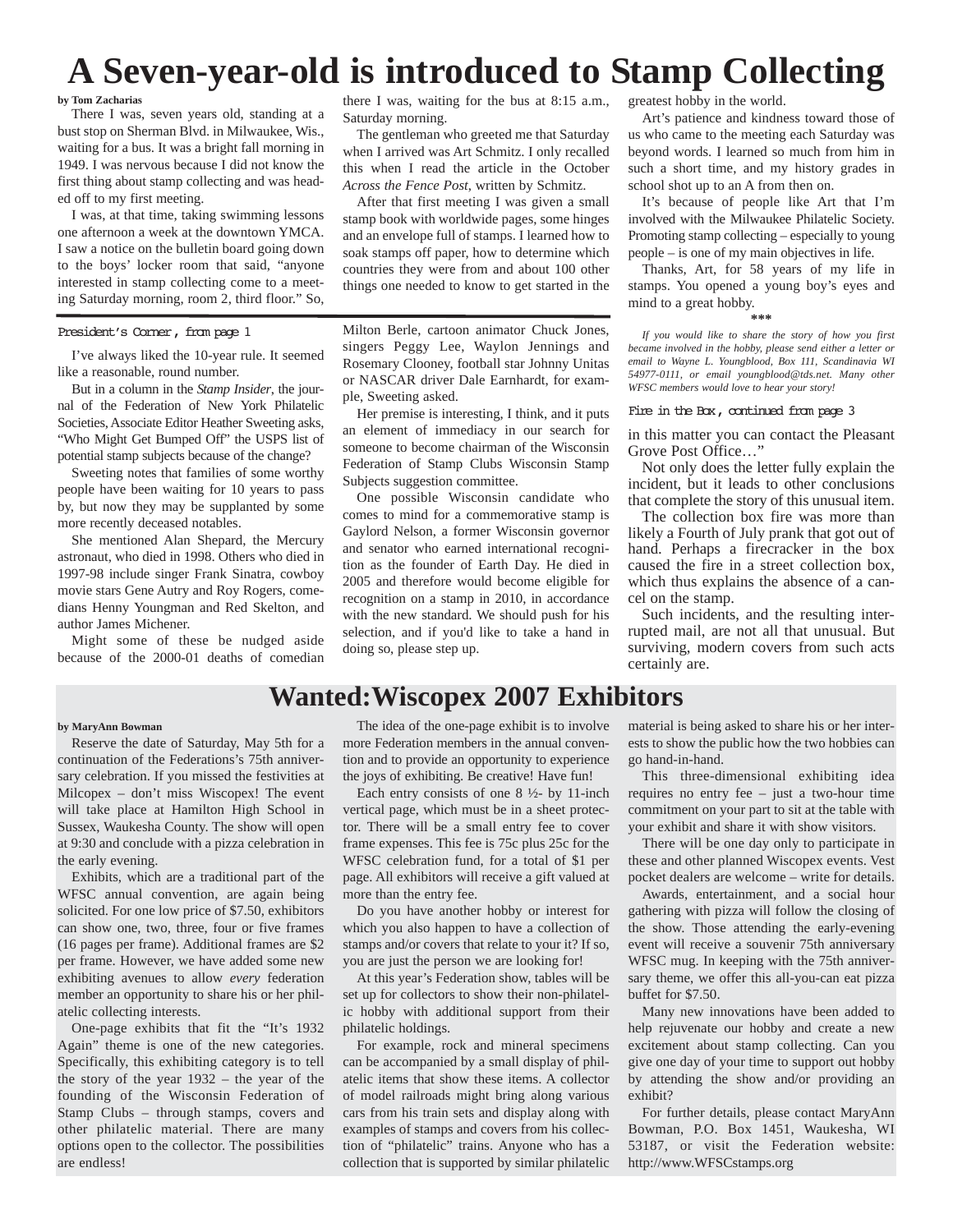# A Seven-year-old is introduced to Stamp Collecting

**by Tom Zacharias**

There I was, seven years old, standing at a bust stop on Sherman Blvd. in Milwaukee, Wis., waiting for a bus. It was a bright fall morning in 1949. I was nervous because I did not know the first thing about stamp collecting and was headed off to my first meeting.

I was, at that time, taking swimming lessons one afternoon a week at the downtown YMCA. I saw a notice on the bulletin board going down to the boys' locker room that said, "anyone interested in stamp collecting come to a meeting Saturday morning, room 2, third floor." So, there I was, waiting for the bus at 8:15 a.m., Saturday morning.

The gentleman who greeted me that Saturday when I arrived was Art Schmitz. I only recalled this when I read the article in the October *Across the Fence Post*, written by Schmitz.

After that first meeting I was given a small stamp book with worldwide pages, some hinges and an envelope full of stamps. I learned how to soak stamps off paper, how to determine which countries they were from and about 100 other things one needed to know to get started in the greatest hobby in the world.

Art's patience and kindness toward those of us who came to the meeting each Saturday was beyond words. I learned so much from him in such a short time, and my history grades in school shot up to an A from then on.

It's because of people like Art that I'm involved with the Milwaukee Philatelic Society. Promoting stamp collecting – especially to young people – is one of my main objectives in life.

Thanks, Art, for 58 years of my life in stamps. You opened a young boy's eyes and mind to a great hobby.

***

*If you would like to share the story of how you first became involved in the hobby, please send either a letter or email to Wayne L. Youngblood, Box 111, Scandinavia WI 54977-0111, or email youngblood@tds.net. Many other WFSC members would love to hear your story!*

---

**President's Corner, from page 1**

I've always liked the 10-year rule. It seemed like a reasonable, round number.

But in a column in the *Stamp Insider*, the journal of the Federation of New York Philatelic Societies, Associate Editor Heather Sweeting asks, "Who Might Get Bumped Off" the USPS list of potential stamp subjects because of the change?

Sweeting notes that families of some worthy people have been waiting for 10 years to pass by, but now they may be supplanted by some more recently deceased notables.

She mentioned Alan Shepard, the Mercury astronaut, who died in 1998. Others who died in 1997-98 include singer Frank Sinatra, cowboy movie stars Gene Autry and Roy Rogers, comedians Henny Youngman and Red Skelton, and author James Michener.

Might some of these be nudged aside because of the 2000-01 deaths of comedian Milton Berle, cartoon animator Chuck Jones, singers Peggy Lee, Waylon Jennings and Rosemary Clooney, football star Johnny Unitas or NASCAR driver Dale Earnhardt, for example, Sweeting asked.

Her premise is interesting, I think, and it puts an element of immediacy in our search for someone to become chairman of the Wisconsin Federation of Stamp Clubs Wisconsin Stamp Subjects suggestion committee.

One possible Wisconsin candidate who comes to mind for a commemorative stamp is Gaylord Nelson, a former Wisconsin governor and senator who earned international recognition as the founder of Earth Day. He died in 2005 and therefore would become eligible for recognition on a stamp in 2010, in accordance with the new standard. We should push for his selection, and if you'd like to take a hand in doing so, please step up.

**Fire in the Box, continued from page 3**

in this matter you can contact the Pleasant Grove Post Office…"

Not only does the letter fully explain the incident, but it leads to other conclusions that complete the story of this unusual item.

The collection box fire was more than likely a Fourth of July prank that got out of hand. Perhaps a firecracker in the box caused the fire in a street collection box, which thus explains the absence of a cancel on the stamp.

Such incidents, and the resulting interrupted mail, are not all that unusual. But surviving, modern covers from such acts certainly are.

## Wanted:Wiscopex 2007 Exhibitors

**by MaryAnn Bowman**

Reserve the date of Saturday, May 5th for a continuation of the Federations's 75th anniversary celebration. If you missed the festivities at Milcopex – don't miss Wiscopex! The event will take place at Hamilton High School in Sussex, Waukesha County. The show will open at 9:30 and conclude with a pizza celebration in the early evening.

Exhibits, which are a traditional part of the WFSC annual convention, are again being solicited. For one low price of $7.50, exhibitors can show one, two, three, four or five frames (16 pages per frame). Additional frames are $2 per frame. However, we have added some new exhibiting avenues to allow *every* federation member an opportunity to share his or her philatelic collecting interests.

One-page exhibits that fit the "It's 1932 Again" theme is one of the new categories. Specifically, this exhibiting category is to tell the story of the year 1932 – the year of the founding of the Wisconsin Federation of Stamp Clubs – through stamps, covers and other philatelic material. There are many options open to the collector. The possibilities are endless!

The idea of the one-page exhibit is to involve more Federation members in the annual convention and to provide an opportunity to experience the joys of exhibiting. Be creative! Have fun!

Each entry consists of one 8 ½- by 11-inch vertical page, which must be in a sheet protector. There will be a small entry fee to cover frame expenses. This fee is 75c plus 25c for the WFSC celebration fund, for a total of $1 per page. All exhibitors will receive a gift valued at more than the entry fee.

Do you have another hobby or interest for which you also happen to have a collection of stamps and/or covers that relate to your it? If so, you are just the person we are looking for!

At this year's Federation show, tables will be set up for collectors to show their non-philatelic hobby with additional support from their philatelic holdings.

For example, rock and mineral specimens can be accompanied by a small display of philatelic items that show these items. A collector of model railroads might bring along various cars from his train sets and display along with examples of stamps and covers from his collection of "philatelic" trains. Anyone who has a collection that is supported by similar philatelic material is being asked to share his or her interests to show the public how the two hobbies can go hand-in-hand.

This three-dimensional exhibiting idea requires no entry fee – just a two-hour time commitment on your part to sit at the table with your exhibit and share it with show visitors.

There will be one day only to participate in these and other planned Wiscopex events. Vest pocket dealers are welcome – write for details.

Awards, entertainment, and a social hour gathering with pizza will follow the closing of the show. Those attending the early-evening event will receive a souvenir 75th anniversary WFSC mug. In keeping with the 75th anniversary theme, we offer this all-you-can eat pizza buffet for $7.50.

Many new innovations have been added to help rejuvenate our hobby and create a new excitement about stamp collecting. Can you give one day of your time to support out hobby by attending the show and/or providing an exhibit?

For further details, please contact MaryAnn Bowman, P.O. Box 1451, Waukesha, WI 53187, or visit the Federation website: http://www.WFSCstamps.org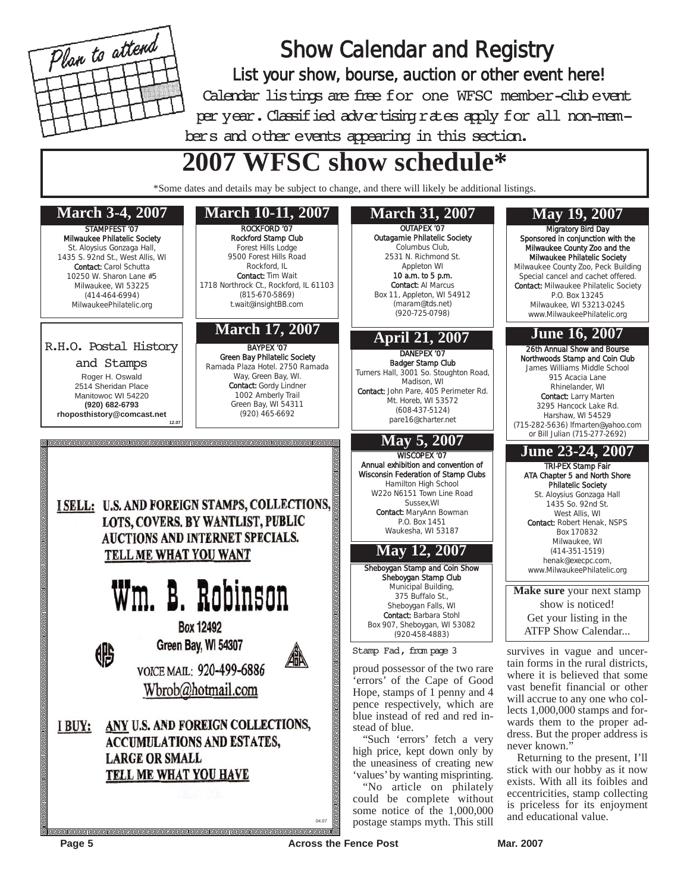# Show Calendar and Registry

## List your show, bourse, auction or other event here!

Calendar listings are free for one WFSC member-club event per year. Classified advertising rates apply for all non-members and other events appearing in this section.

# 2007 WFSC show schedule*

*Some dates and details may be subject to change, and there will likely be additional listings.

### March 3-4, 2007

**STAMPFEST '07**
**Milwaukee Philatelic Society**
St. Aloysius Gonzaga Hall,
1435 S. 92nd St., West Allis, WI
**Contact:** Carol Schutta
10250 W. Sharon Lane #5
Milwaukee, WI 53225
(414-464-6994)
MilwaukeePhilatelic.org

### March 10-11, 2007

**ROCKFORD '07**
**Rockford Stamp Club**
Forest Hills Lodge
9500 Forest Hills Road
Rockford, IL
**Contact:** Tim Wait
1718 Northrock Ct., Rockford, IL 61103
(815-670-5869)
t.wait@insightBB.com

### March 17, 2007

**BAYPEX '07**
**Green Bay Philatelic Society**
Ramada Plaza Hotel. 2750 Ramada Way, Green Bay, WI.
**Contact:** Gordy Lindner
1002 Amberly Trail
Green Bay, WI 54311
(920) 465-6692

### March 31, 2007

**OUTAPEX '07**
**Outagamie Philatelic Society**
Columbus Club,
2531 N. Richmond St.
Appleton WI
**10 a.m. to 5 p.m.**
**Contact:** Al Marcus
Box 11, Appleton, WI 54912
(maram@tds.net)
(920-725-0798)

### April 21, 2007

**DANEPEX '07**
**Badger Stamp Club**
Turners Hall, 3001 So. Stoughton Road, Madison, WI
**Contact:** John Pare, 405 Perimeter Rd. Mt. Horeb, WI 53572
(608-437-5124)
pare16@charter.net

### May 5, 2007

**WISCOPEX '07**
**Annual exhibition and convention of Wisconsin Federation of Stamp Clubs**
Hamilton High School
W22o N6151 Town Line Road
Sussex,WI
**Contact:** MaryAnn Bowman
P.O. Box 1451
Waukesha, WI 53187

### May 12, 2007

**Sheboygan Stamp and Coin Show**
**Sheboygan Stamp Club**
Municipal Building,
375 Buffalo St.,
Sheboygan Falls, WI
**Contact:** Barbara Stohl
Box 907, Sheboygan, WI 53082
(920-458-4883)

### May 19, 2007

**Migratory Bird Day**
**Sponsored in conjunction with the Milwaukee County Zoo and the Milwaukee Philatelic Society**
Milwaukee County Zoo, Peck Building
Special cancel and cachet offered.
**Contact:** Milwaukee Philatelic Society
P.O. Box 13245
Milwaukee, WI 53213-0245
www.MilwaukeePhilatelic.org

### June 16, 2007

**26th Annual Show and Bourse**
**Northwoods Stamp and Coin Club**
James Williams Middle School
915 Acacia Lane
Rhinelander, WI
**Contact:** Larry Marten
3295 Hancock Lake Rd.
Harshaw, WI 54529
(715-282-5636) lfmarten@yahoo.com
or Bill Julian (715-277-2692)

### June 23-24, 2007

**TRI-PEX Stamp Fair**
**ATA Chapter 5 and North Shore Philatelic Society**
St. Aloysius Gonzaga Hall
1435 So. 92nd St.
West Allis, WI
**Contact:** Robert Henak, NSPS
Box 170832
Milwaukee, WI
(414-351-1519)
henak@execpc.com,
www.MilwaukeePhilatelic.org

**Make sure** your next stamp show is noticed!
Get your listing in the ATFP Show Calendar...

---

R.H.O. Postal History and Stamps
Roger H. Oswald
2514 Sheridan Place
Manitowoc WI 54220
**(920) 682-6793**
**rhoposthistory@comcast.net**

12.07

---

**I SELL:** U.S. AND FOREIGN STAMPS, COLLECTIONS, LOTS, COVERS. BY WANTLIST, PUBLIC AUCTIONS AND INTERNET SPECIALS.
TELL ME WHAT YOU WANT

# Wm. B. Robinson

**Box 12492**
**Green Bay, WI 54307**

VOICE MAIL: 920-499-6886
Wbrob@hotmail.com

**I BUY:** ANY U.S. AND FOREIGN COLLECTIONS, ACCUMULATIONS AND ESTATES, LARGE OR SMALL
TELL ME WHAT YOU HAVE

04.07

---

Stamp Fad, from page 3

proud possessor of the two rare 'errors' of the Cape of Good Hope, stamps of 1 penny and 4 pence respectively, which are blue instead of red and red instead of blue.

"Such 'errors' fetch a very high price, kept down only by the uneasiness of creating new 'values' by wanting misprinting.

"No article on philately could be complete without some notice of the 1,000,000 postage stamps myth. This still survives in vague and uncertain forms in the rural districts, where it is believed that some vast benefit financial or other will accrue to any one who collects 1,000,000 stamps and forwards them to the proper address. But the proper address is never known."

Returning to the present, I'll stick with our hobby as it now exists. With all its foibles and eccentricities, stamp collecting is priceless for its enjoyment and educational value.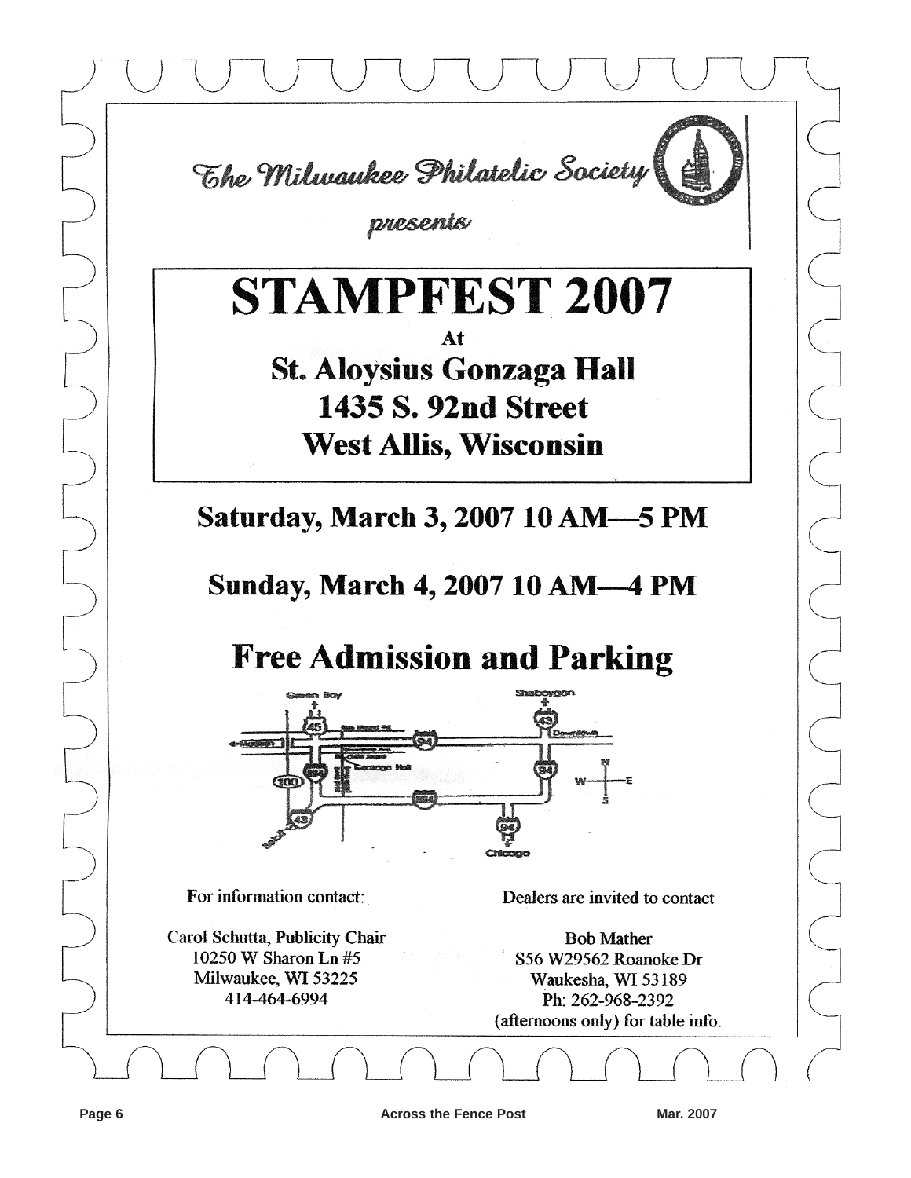The Milwaukee Philatelic Society

*presents*

# STAMPFEST 2007

**At**

## St. Aloysius Gonzaga Hall
## 1435 S. 92nd Street
## West Allis, Wisconsin

## Saturday, March 3, 2007 10 AM—5 PM

## Sunday, March 4, 2007 10 AM—4 PM

## Free Admission and Parking

Green Bay
Sheboygan
45
43
94
Downtown
Madison
Gonzaga Hall
894
100
94
43
894
94
Chicago
N
W
E
S

For information contact:

Carol Schutta, Publicity Chair
10250 W Sharon Ln #5
Milwaukee, WI 53225
414-464-6994

Dealers are invited to contact

Bob Mather
S56 W29562 Roanoke Dr
Waukesha, WI 53189
Ph: 262-968-2392
(afternoons only) for table info.